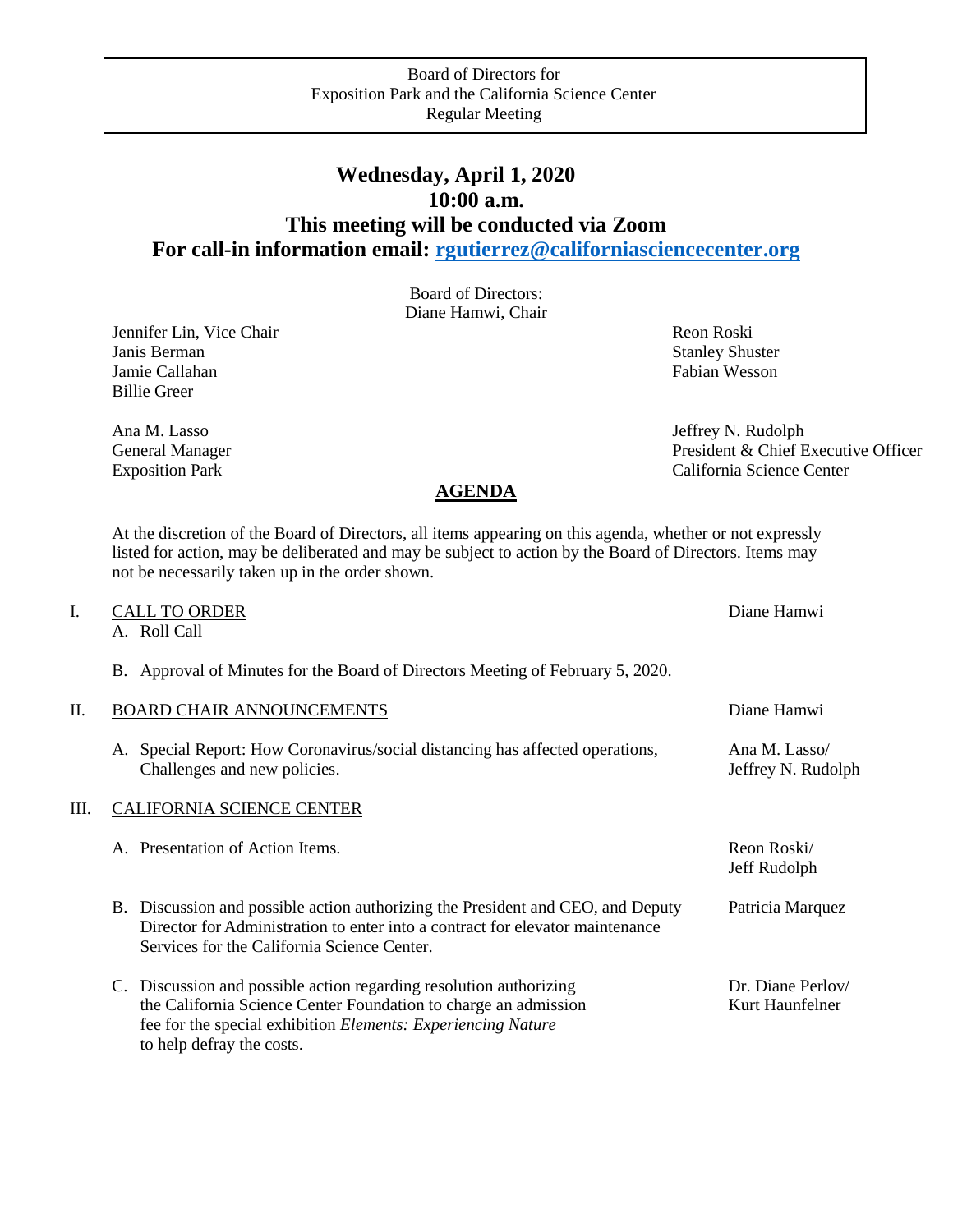Board of Directors for
Exposition Park and the California Science Center
Regular Meeting

# Wednesday, April 1, 2020
# 10:00 a.m.
# This meeting will be conducted via Zoom
# For call-in information email: [rgutierrez@californiasciencecenter.org](mailto:rgutierrez@californiasciencecenter.org)

Board of Directors:
Diane Hamwi, Chair

Jennifer Lin, Vice Chair
Janis Berman
Jamie Callahan
Billie Greer
Reon Roski
Stanley Shuster
Fabian Wesson

Ana M. Lasso
General Manager
Exposition Park

Jeffrey N. Rudolph
President & Chief Executive Officer
California Science Center

## AGENDA

At the discretion of the Board of Directors, all items appearing on this agenda, whether or not expressly listed for action, may be deliberated and may be subject to action by the Board of Directors. Items may not be necessarily taken up in the order shown.

I. CALL TO ORDER — Diane Hamwi
   A. Roll Call
   B. Approval of Minutes for the Board of Directors Meeting of February 5, 2020.

II. BOARD CHAIR ANNOUNCEMENTS — Diane Hamwi
   A. Special Report: How Coronavirus/social distancing has affected operations, Challenges and new policies. — Ana M. Lasso/ Jeffrey N. Rudolph

III. CALIFORNIA SCIENCE CENTER
   A. Presentation of Action Items. — Reon Roski/ Jeff Rudolph
   B. Discussion and possible action authorizing the President and CEO, and Deputy Director for Administration to enter into a contract for elevator maintenance Services for the California Science Center. — Patricia Marquez
   C. Discussion and possible action regarding resolution authorizing the California Science Center Foundation to charge an admission fee for the special exhibition *Elements: Experiencing Nature* to help defray the costs. — Dr. Diane Perlov/ Kurt Haunfelner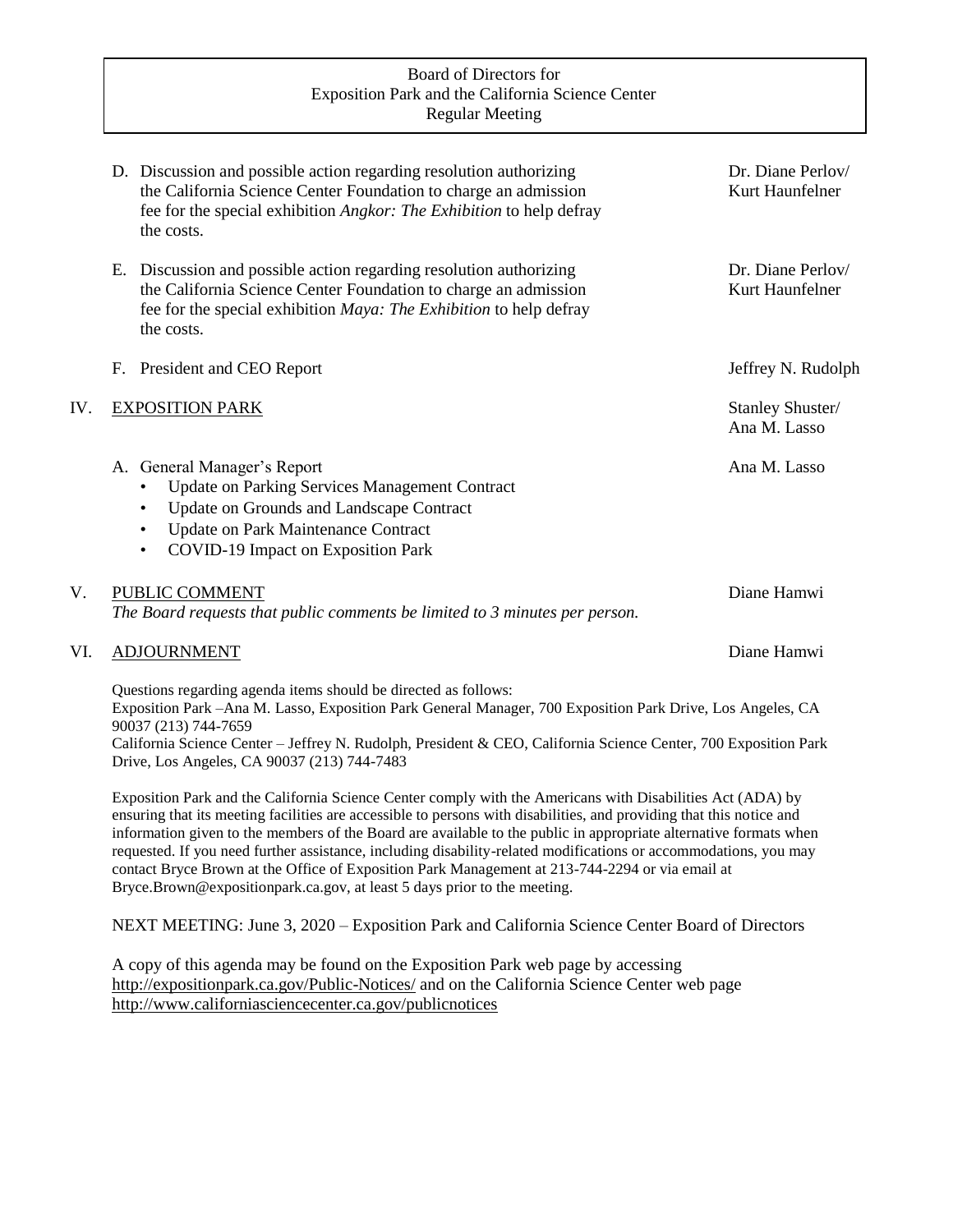Board of Directors for
Exposition Park and the California Science Center
Regular Meeting

D. Discussion and possible action regarding resolution authorizing the California Science Center Foundation to charge an admission fee for the special exhibition *Angkor: The Exhibition* to help defray the costs. — Dr. Diane Perlov/ Kurt Haunfelner

E. Discussion and possible action regarding resolution authorizing the California Science Center Foundation to charge an admission fee for the special exhibition *Maya: The Exhibition* to help defray the costs. — Dr. Diane Perlov/ Kurt Haunfelner

F. President and CEO Report — Jeffrey N. Rudolph

IV. EXPOSITION PARK — Stanley Shuster/ Ana M. Lasso

A. General Manager's Report — Ana M. Lasso
- Update on Parking Services Management Contract
- Update on Grounds and Landscape Contract
- Update on Park Maintenance Contract
- COVID-19 Impact on Exposition Park

V. PUBLIC COMMENT — Diane Hamwi
*The Board requests that public comments be limited to 3 minutes per person.*

VI. ADJOURNMENT — Diane Hamwi

Questions regarding agenda items should be directed as follows:
Exposition Park –Ana M. Lasso, Exposition Park General Manager, 700 Exposition Park Drive, Los Angeles, CA 90037 (213) 744-7659
California Science Center – Jeffrey N. Rudolph, President & CEO, California Science Center, 700 Exposition Park Drive, Los Angeles, CA 90037 (213) 744-7483

Exposition Park and the California Science Center comply with the Americans with Disabilities Act (ADA) by ensuring that its meeting facilities are accessible to persons with disabilities, and providing that this notice and information given to the members of the Board are available to the public in appropriate alternative formats when requested. If you need further assistance, including disability-related modifications or accommodations, you may contact Bryce Brown at the Office of Exposition Park Management at 213-744-2294 or via email at Bryce.Brown@expositionpark.ca.gov, at least 5 days prior to the meeting.

NEXT MEETING: June 3, 2020 – Exposition Park and California Science Center Board of Directors

A copy of this agenda may be found on the Exposition Park web page by accessing http://expositionpark.ca.gov/Public-Notices/ and on the California Science Center web page http://www.californiasciencecenter.ca.gov/publicnotices